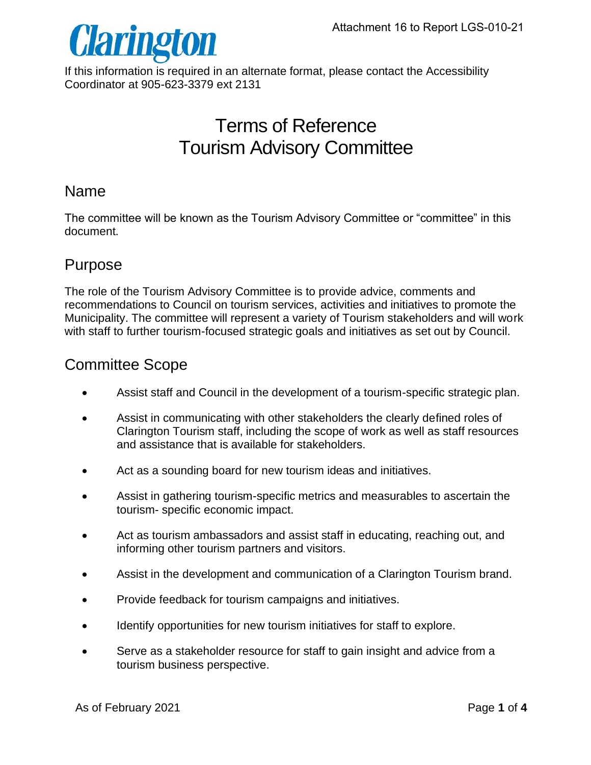Clarington

Attachment 16 to Report LGS-010-21

If this information is required in an alternate format, please contact the Accessibility Coordinator at 905-623-3379 ext 2131

# Terms of Reference
# Tourism Advisory Committee

## Name

The committee will be known as the Tourism Advisory Committee or "committee" in this document.

## Purpose

The role of the Tourism Advisory Committee is to provide advice, comments and recommendations to Council on tourism services, activities and initiatives to promote the Municipality. The committee will represent a variety of Tourism stakeholders and will work with staff to further tourism-focused strategic goals and initiatives as set out by Council.

## Committee Scope

- Assist staff and Council in the development of a tourism-specific strategic plan.
- Assist in communicating with other stakeholders the clearly defined roles of Clarington Tourism staff, including the scope of work as well as staff resources and assistance that is available for stakeholders.
- Act as a sounding board for new tourism ideas and initiatives.
- Assist in gathering tourism-specific metrics and measurables to ascertain the tourism- specific economic impact.
- Act as tourism ambassadors and assist staff in educating, reaching out, and informing other tourism partners and visitors.
- Assist in the development and communication of a Clarington Tourism brand.
- Provide feedback for tourism campaigns and initiatives.
- Identify opportunities for new tourism initiatives for staff to explore.
- Serve as a stakeholder resource for staff to gain insight and advice from a tourism business perspective.

As of February 2021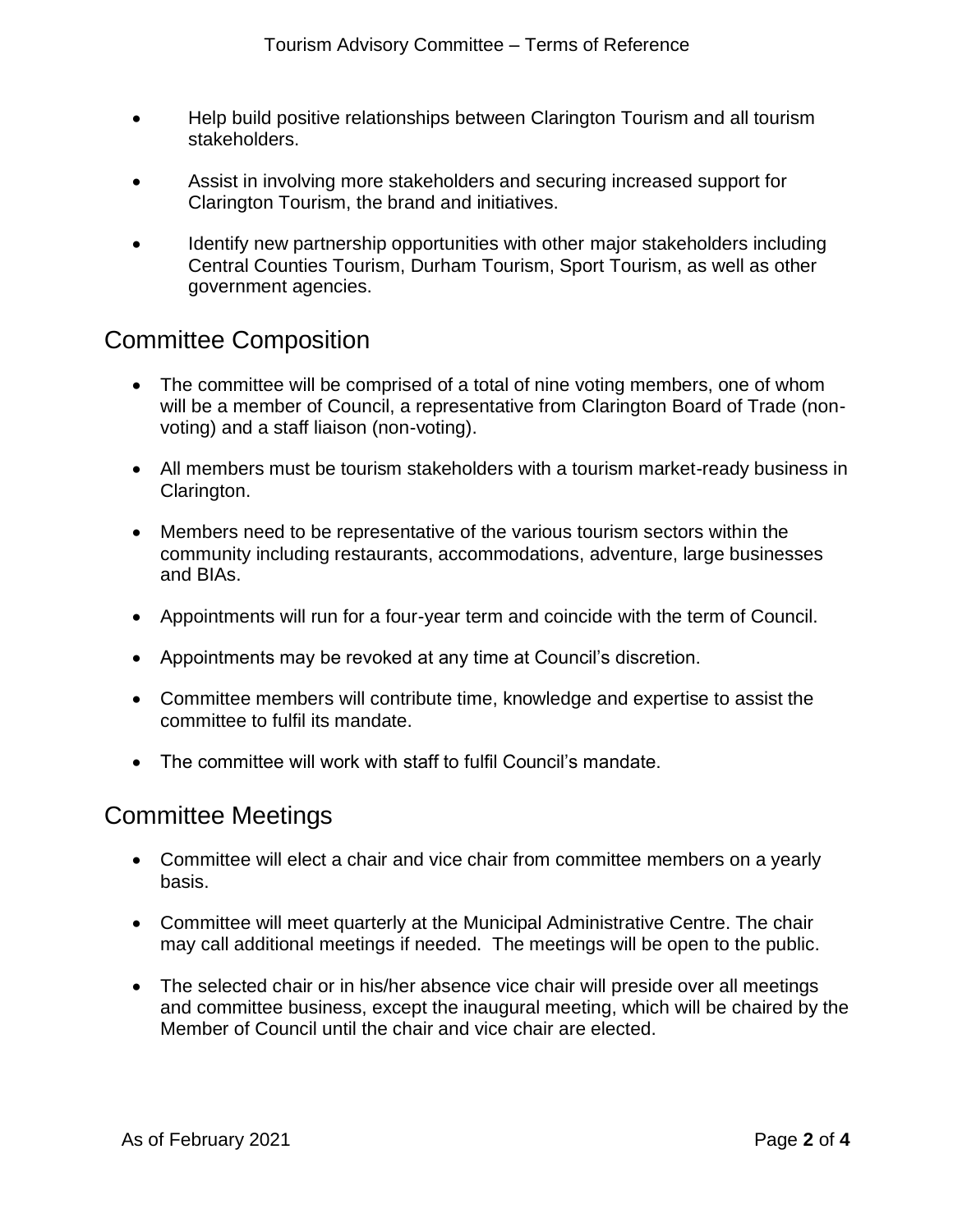- Help build positive relationships between Clarington Tourism and all tourism stakeholders.
- Assist in involving more stakeholders and securing increased support for Clarington Tourism, the brand and initiatives.
- Identify new partnership opportunities with other major stakeholders including Central Counties Tourism, Durham Tourism, Sport Tourism, as well as other government agencies.

## Committee Composition

- The committee will be comprised of a total of nine voting members, one of whom will be a member of Council, a representative from Clarington Board of Trade (non-voting) and a staff liaison (non-voting).
- All members must be tourism stakeholders with a tourism market-ready business in Clarington.
- Members need to be representative of the various tourism sectors within the community including restaurants, accommodations, adventure, large businesses and BIAs.
- Appointments will run for a four-year term and coincide with the term of Council.
- Appointments may be revoked at any time at Council's discretion.
- Committee members will contribute time, knowledge and expertise to assist the committee to fulfil its mandate.
- The committee will work with staff to fulfil Council's mandate.

## Committee Meetings

- Committee will elect a chair and vice chair from committee members on a yearly basis.
- Committee will meet quarterly at the Municipal Administrative Centre. The chair may call additional meetings if needed. The meetings will be open to the public.
- The selected chair or in his/her absence vice chair will preside over all meetings and committee business, except the inaugural meeting, which will be chaired by the Member of Council until the chair and vice chair are elected.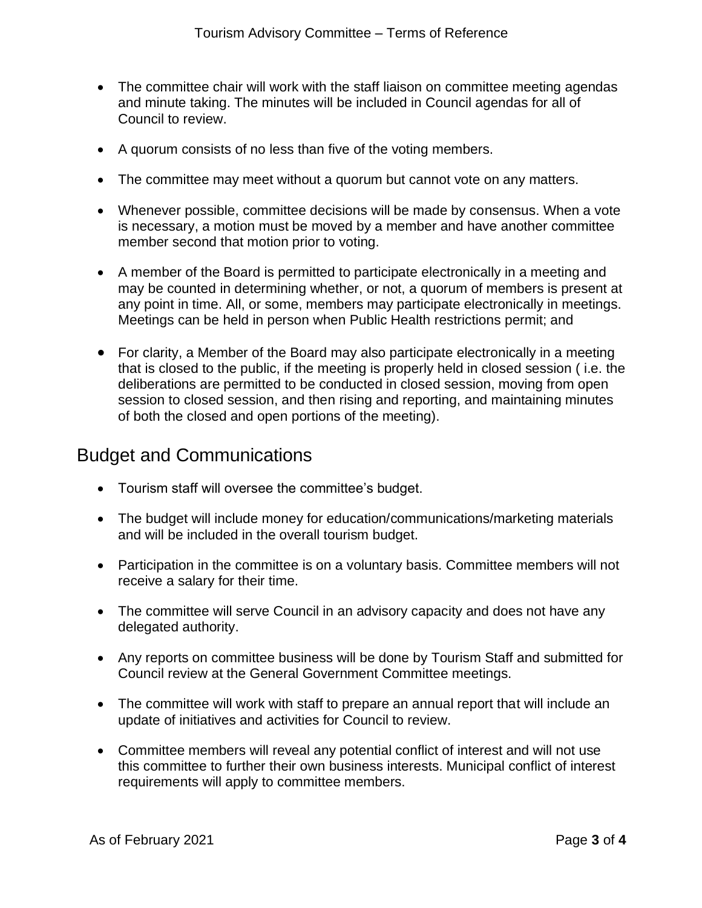- The committee chair will work with the staff liaison on committee meeting agendas and minute taking. The minutes will be included in Council agendas for all of Council to review.
- A quorum consists of no less than five of the voting members.
- The committee may meet without a quorum but cannot vote on any matters.
- Whenever possible, committee decisions will be made by consensus. When a vote is necessary, a motion must be moved by a member and have another committee member second that motion prior to voting.
- A member of the Board is permitted to participate electronically in a meeting and may be counted in determining whether, or not, a quorum of members is present at any point in time. All, or some, members may participate electronically in meetings. Meetings can be held in person when Public Health restrictions permit; and
- For clarity, a Member of the Board may also participate electronically in a meeting that is closed to the public, if the meeting is properly held in closed session ( i.e. the deliberations are permitted to be conducted in closed session, moving from open session to closed session, and then rising and reporting, and maintaining minutes of both the closed and open portions of the meeting).

## Budget and Communications

- Tourism staff will oversee the committee's budget.
- The budget will include money for education/communications/marketing materials and will be included in the overall tourism budget.
- Participation in the committee is on a voluntary basis. Committee members will not receive a salary for their time.
- The committee will serve Council in an advisory capacity and does not have any delegated authority.
- Any reports on committee business will be done by Tourism Staff and submitted for Council review at the General Government Committee meetings.
- The committee will work with staff to prepare an annual report that will include an update of initiatives and activities for Council to review.
- Committee members will reveal any potential conflict of interest and will not use this committee to further their own business interests. Municipal conflict of interest requirements will apply to committee members.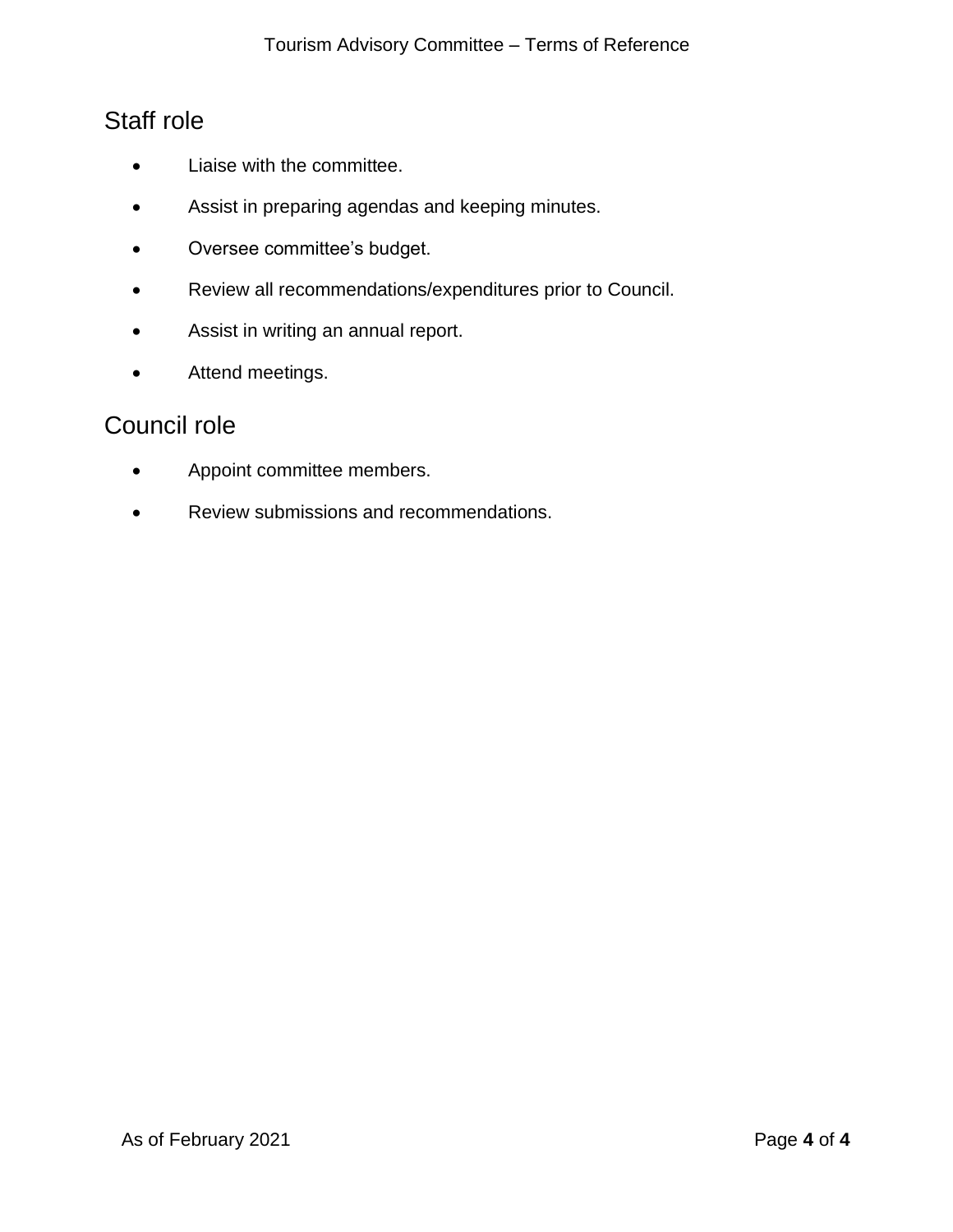## Staff role

- Liaise with the committee.
- Assist in preparing agendas and keeping minutes.
- Oversee committee's budget.
- Review all recommendations/expenditures prior to Council.
- Assist in writing an annual report.
- Attend meetings.

## Council role

- Appoint committee members.
- Review submissions and recommendations.

As of February 2021